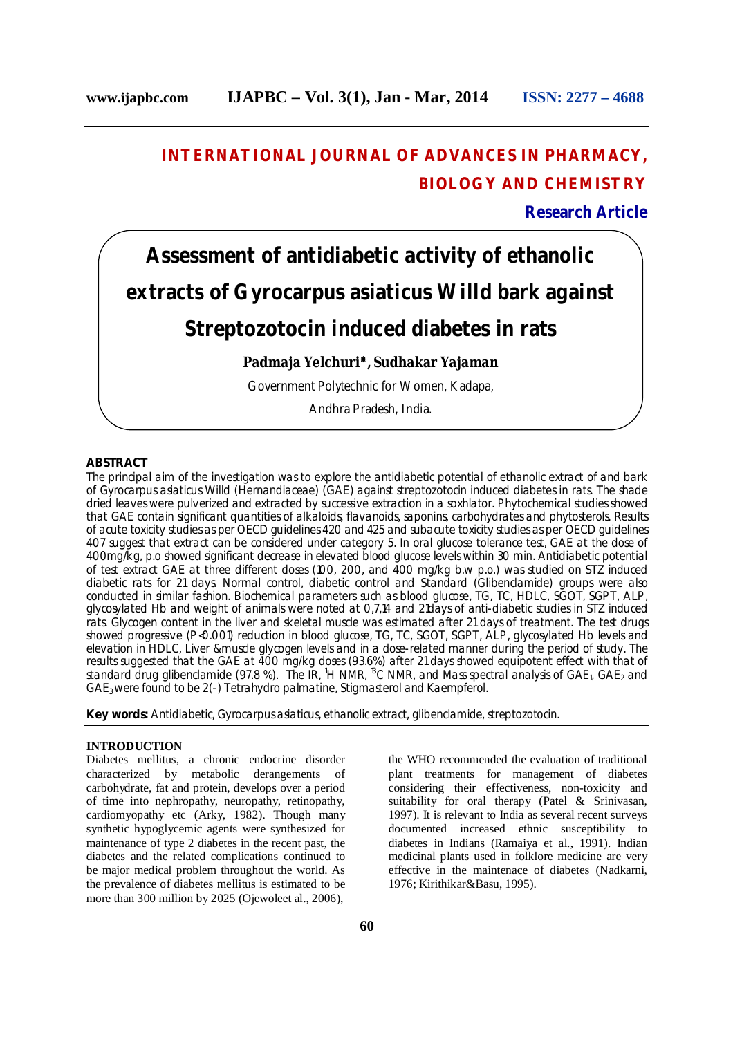# INTERNATIONAL JOURNAL OF ADVANCES IN PHARMACY, BIOLOGY AND CHEMISTRY

**Research Article**

# Assessment of antidiabetic activity of ethanolic extracts of Gyrocarpus asiaticus Willd bark against Streptozotocin induced diabetes in rats

**Padmaja Yelchuri\*, Sudhakar Yajaman**

Government Polytechnic for Women, Kadapa,

Andhra Pradesh, India.

## ABSTRACT

The principal aim of the investigation was to explore the antidiabetic potential of ethanolic extract of and bark of *Gyrocarpus asiaticus* Willd (Hernandiaceae) (GAE) against streptozotocin induced diabetes in rats. The shade dried leaves were pulverized and extracted by successive extraction in a soxhlator. Phytochemical studies showed that GAE contain significant quantities of alkaloids, flavanoids, saponins, carbohydrates and phytosterols. Results of acute toxicity studies as per OECD guidelines 420 and 425 and subacute toxicity studies as per OECD guidelines 407 suggest that extract can be considered under category 5. In oral glucose tolerance test, GAE at the dose of 400mg/kg, p.o showed significant decrease in elevated blood glucose levels within 30 min. Antidiabetic potential of test extract GAE at three different doses (100, 200, and 400 mg/kg b.w p.o.) was studied on STZ induced diabetic rats for 21 days. Normal control, diabetic control and Standard (Glibendamide) groups were also conducted in similar fashion. Biochemical parameters such as blood glucose, TG, TC, HDLC, SGOT, SGPT, ALP, glycosylated Hb and weight of animals were noted at 0,7,14 and 21days of anti-diabetic studies in STZ induced rats. Glycogen content in the liver and skeletal muscle was estimated after 21 days of treatment. The test drugs showed progressive ($P<0.001$) reduction in blood glucose, TG, TC, SGOT, SGPT, ALP, glycosylated Hb levels and elevation in HDLC, Liver &muscle glycogen levels and in a dose-related manner during the period of study. The results suggested that the GAE at 400 mg/kg doses (93.6%) after 21 days showed equipotent effect with that of standard drug glibenclamide (97.8 %). The IR, $^{1}H$ NMR, $^{13}C$ NMR, and Mass spectral analysis of $GAE_1$, $GAE_2$ and $GAE_3$ were found to be 2(-) Tetrahydro palmatine, Stigmasterol and Kaempferol.

**Key words:** Antidiabetic, Gyrocarpus asiaticus, ethanolic extract, glibenclamide, streptozotocin.

## INTRODUCTION

Diabetes mellitus, a chronic endocrine disorder characterized by metabolic derangements of carbohydrate, fat and protein, develops over a period of time into nephropathy, neuropathy, retinopathy, cardiomyopathy etc (Arky, 1982). Though many synthetic hypoglycemic agents were synthesized for maintenance of type 2 diabetes in the recent past, the diabetes and the related complications continued to be major medical problem throughout the world. As the prevalence of diabetes mellitus is estimated to be more than 300 million by 2025 (Ojewoleet al., 2006), the WHO recommended the evaluation of traditional plant treatments for management of diabetes considering their effectiveness, non-toxicity and suitability for oral therapy (Patel & Srinivasan, 1997). It is relevant to India as several recent surveys documented increased ethnic susceptibility to diabetes in Indians (Ramaiya et al., 1991). Indian medicinal plants used in folklore medicine are very effective in the maintenace of diabetes (Nadkarni, 1976; Kirithikar&Basu, 1995).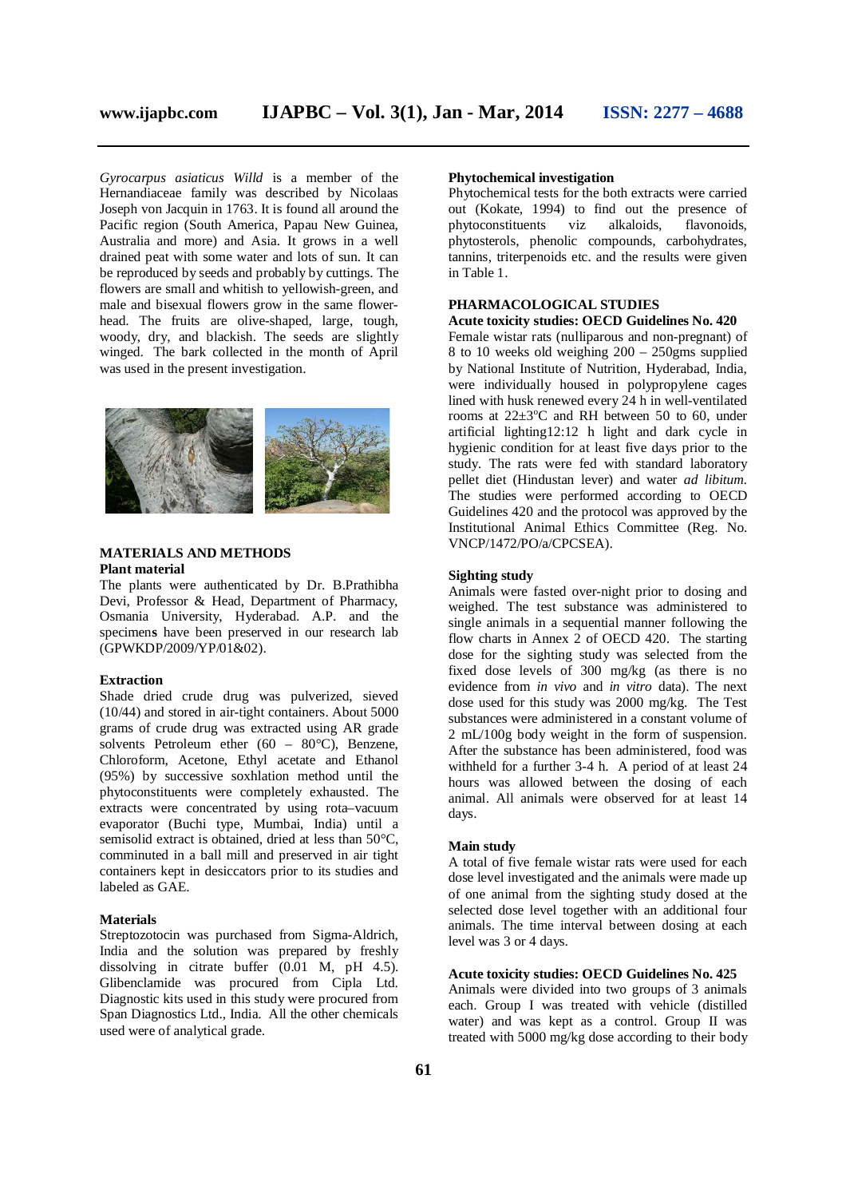*Gyrocarpus asiaticus Willd* is a member of the Hernandiaceae family was described by Nicolaas Joseph von Jacquin in 1763. It is found all around the Pacific region (South America, Papau New Guinea, Australia and more) and Asia. It grows in a well drained peat with some water and lots of sun. It can be reproduced by seeds and probably by cuttings. The flowers are small and whitish to yellowish-green, and male and bisexual flowers grow in the same flower-head. The fruits are olive-shaped, large, tough, woody, dry, and blackish. The seeds are slightly winged. The bark collected in the month of April was used in the present investigation.

## MATERIALS AND METHODS

### Plant material

The plants were authenticated by Dr. B.Prathibha Devi, Professor & Head, Department of Pharmacy, Osmania University, Hyderabad. A.P. and the specimen**s** have been preserved in our research lab (GPWKDP/2009/YP/01&02).

### Extraction

Shade dried crude drug was pulverized, sieved (10/44) and stored in air-tight containers. About 5000 grams of crude drug was extracted using AR grade solvents Petroleum ether (60 – 80°C), Benzene, Chloroform, Acetone, Ethyl acetate and Ethanol (95%) by successive soxhlation method until the phytoconstituents were completely exhausted. The extracts were concentrated by using rota–vacuum evaporator (Buchi type, Mumbai, India) until a semisolid extract is obtained, dried at less than 50°C, comminuted in a ball mill and preserved in air tight containers kept in desiccators prior to its studies and labeled as GAE.

### Materials

Streptozotocin was purchased from Sigma-Aldrich, India and the solution was prepared by freshly dissolving in citrate buffer (0.01 M, pH 4.5). Glibenclamide was procured from Cipla Ltd. Diagnostic kits used in this study were procured from Span Diagnostics Ltd., India. All the other chemicals used were of analytical grade.

### Phytochemical investigation

Phytochemical tests for the both extracts were carried out (Kokate, 1994) to find out the presence of phytoconstituents viz alkaloids, flavonoids, phytosterols, phenolic compounds, carbohydrates, tannins, triterpenoids etc. and the results were given in Table 1.

## PHARMACOLOGICAL STUDIES

### Acute toxicity studies: OECD Guidelines No. 420

Female wistar rats (nulliparous and non-pregnant) of 8 to 10 weeks old weighing 200 – 250gms supplied by National Institute of Nutrition, Hyderabad, India, were individually housed in polypropylene cages lined with husk renewed every 24 h in well-ventilated rooms at 22±3°C and RH between 50 to 60, under artificial lighting12:12 h light and dark cycle in hygienic condition for at least five days prior to the study. The rats were fed with standard laboratory pellet diet (Hindustan lever) and water *ad libitum*. The studies were performed according to OECD Guidelines 420 and the protocol was approved by the Institutional Animal Ethics Committee (Reg. No. VNCP/1472/PO/a/CPCSEA).

### Sighting study

Animals were fasted over-night prior to dosing and weighed. The test substance was administered to single animals in a sequential manner following the flow charts in Annex 2 of OECD 420. The starting dose for the sighting study was selected from the fixed dose levels of 300 mg/kg (as there is no evidence from *in vivo* and *in vitro* data). The next dose used for this study was 2000 mg/kg. The Test substances were administered in a constant volume of 2 mL/100g body weight in the form of suspension. After the substance has been administered, food was withheld for a further 3-4 h. A period of at least 24 hours was allowed between the dosing of each animal. All animals were observed for at least 14 days.

### Main study

A total of five female wistar rats were used for each dose level investigated and the animals were made up of one animal from the sighting study dosed at the selected dose level together with an additional four animals. The time interval between dosing at each level was 3 or 4 days.

### Acute toxicity studies: OECD Guidelines No. 425

Animals were divided into two groups of 3 animals each. Group I was treated with vehicle (distilled water) and was kept as a control. Group II was treated with 5000 mg/kg dose according to their body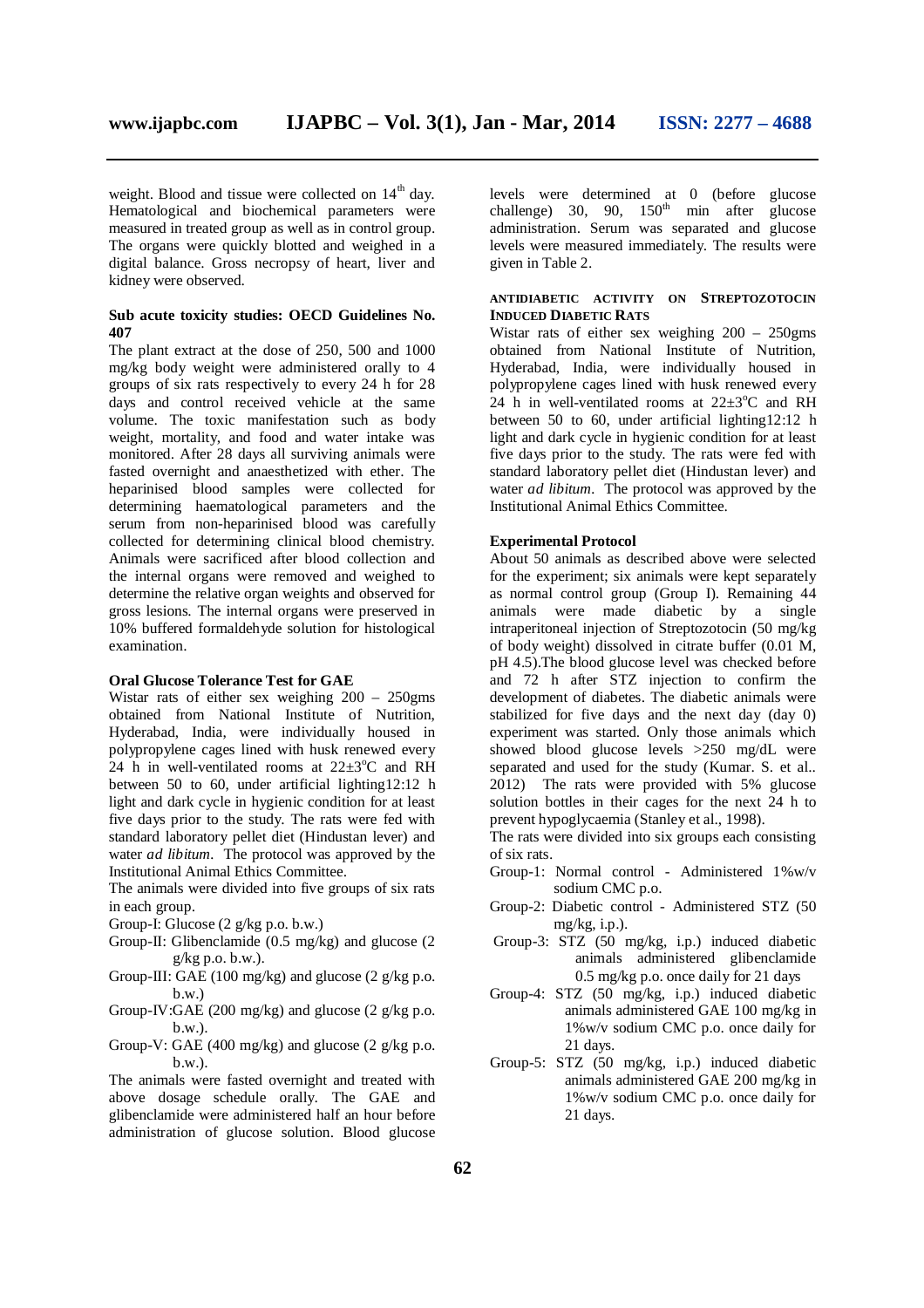weight. Blood and tissue were collected on 14th day. Hematological and biochemical parameters were measured in treated group as well as in control group. The organs were quickly blotted and weighed in a digital balance. Gross necropsy of heart, liver and kidney were observed.

### Sub acute toxicity studies: OECD Guidelines No. 407

The plant extract at the dose of 250, 500 and 1000 mg/kg body weight were administered orally to 4 groups of six rats respectively to every 24 h for 28 days and control received vehicle at the same volume. The toxic manifestation such as body weight, mortality, and food and water intake was monitored. After 28 days all surviving animals were fasted overnight and anaesthetized with ether. The heparinised blood samples were collected for determining haematological parameters and the serum from non-heparinised blood was carefully collected for determining clinical blood chemistry. Animals were sacrificed after blood collection and the internal organs were removed and weighed to determine the relative organ weights and observed for gross lesions. The internal organs were preserved in 10% buffered formaldehyde solution for histological examination.

### Oral Glucose Tolerance Test for GAE

Wistar rats of either sex weighing 200 – 250gms obtained from National Institute of Nutrition, Hyderabad, India, were individually housed in polypropylene cages lined with husk renewed every 24 h in well-ventilated rooms at 22±3°C and RH between 50 to 60, under artificial lighting12:12 h light and dark cycle in hygienic condition for at least five days prior to the study. The rats were fed with standard laboratory pellet diet (Hindustan lever) and water *ad libitum*. The protocol was approved by the Institutional Animal Ethics Committee.

The animals were divided into five groups of six rats in each group.

- Group-I: Glucose (2 g/kg p.o. b.w.)
- Group-II: Glibenclamide (0.5 mg/kg) and glucose (2 g/kg p.o. b.w.).
- Group-III: GAE (100 mg/kg) and glucose (2 g/kg p.o. b.w.)
- Group-IV:GAE (200 mg/kg) and glucose (2 g/kg p.o. b.w.).
- Group-V: GAE (400 mg/kg) and glucose (2 g/kg p.o. b.w.).

The animals were fasted overnight and treated with above dosage schedule orally. The GAE and glibenclamide were administered half an hour before administration of glucose solution. Blood glucose levels were determined at 0 (before glucose challenge) 30, 90, 150th min after glucose administration. Serum was separated and glucose levels were measured immediately. The results were given in Table 2.

### ANTIDIABETIC ACTIVITY ON STREPTOZOTOCIN INDUCED DIABETIC RATS

Wistar rats of either sex weighing 200 – 250gms obtained from National Institute of Nutrition, Hyderabad, India, were individually housed in polypropylene cages lined with husk renewed every 24 h in well-ventilated rooms at 22±3°C and RH between 50 to 60, under artificial lighting12:12 h light and dark cycle in hygienic condition for at least five days prior to the study. The rats were fed with standard laboratory pellet diet (Hindustan lever) and water *ad libitum*. The protocol was approved by the Institutional Animal Ethics Committee.

### Experimental Protocol

About 50 animals as described above were selected for the experiment; six animals were kept separately as normal control group (Group I). Remaining 44 animals were made diabetic by a single intraperitoneal injection of Streptozotocin (50 mg/kg of body weight) dissolved in citrate buffer (0.01 M, pH 4.5).The blood glucose level was checked before and 72 h after STZ injection to confirm the development of diabetes. The diabetic animals were stabilized for five days and the next day (day 0) experiment was started. Only those animals which showed blood glucose levels >250 mg/dL were separated and used for the study (Kumar. S. et al.. 2012) The rats were provided with 5% glucose solution bottles in their cages for the next 24 h to prevent hypoglycaemia (Stanley et al., 1998).

The rats were divided into six groups each consisting of six rats.

- Group-1: Normal control - Administered 1%w/v sodium CMC p.o.
- Group-2: Diabetic control - Administered STZ (50 mg/kg, i.p.).
- Group-3: STZ (50 mg/kg, i.p.) induced diabetic animals administered glibenclamide 0.5 mg/kg p.o. once daily for 21 days
- Group-4: STZ (50 mg/kg, i.p.) induced diabetic animals administered GAE 100 mg/kg in 1%w/v sodium CMC p.o. once daily for 21 days.
- Group-5: STZ (50 mg/kg, i.p.) induced diabetic animals administered GAE 200 mg/kg in 1%w/v sodium CMC p.o. once daily for 21 days.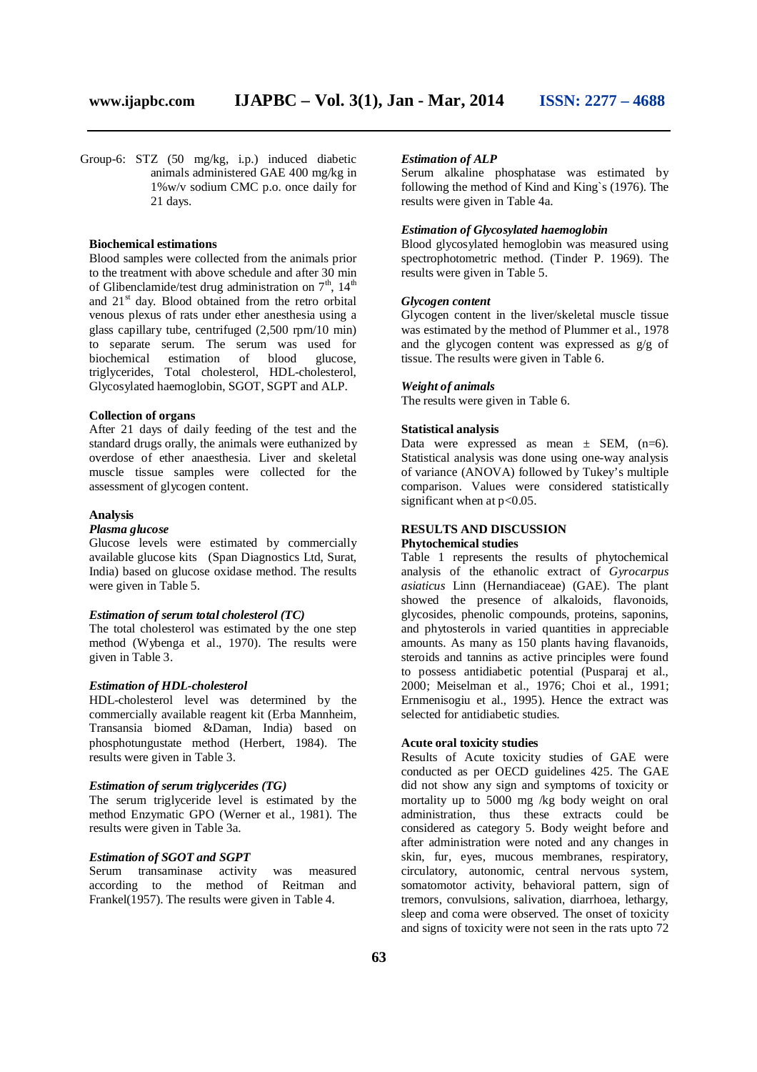Group-6: STZ (50 mg/kg, i.p.) induced diabetic animals administered GAE 400 mg/kg in 1%w/v sodium CMC p.o. once daily for 21 days.

### Biochemical estimations

Blood samples were collected from the animals prior to the treatment with above schedule and after 30 min of Glibenclamide/test drug administration on 7th, 14th and 21st day. Blood obtained from the retro orbital venous plexus of rats under ether anesthesia using a glass capillary tube, centrifuged (2,500 rpm/10 min) to separate serum. The serum was used for biochemical estimation of blood glucose, triglycerides, Total cholesterol, HDL-cholesterol, Glycosylated haemoglobin, SGOT, SGPT and ALP.

### Collection of organs

After 21 days of daily feeding of the test and the standard drugs orally, the animals were euthanized by overdose of ether anaesthesia. Liver and skeletal muscle tissue samples were collected for the assessment of glycogen content.

### Analysis

#### *Plasma glucose*

Glucose levels were estimated by commercially available glucose kits (Span Diagnostics Ltd, Surat, India) based on glucose oxidase method. The results were given in Table 5.

#### *Estimation of serum total cholesterol (TC)*

The total cholesterol was estimated by the one step method (Wybenga et al., 1970). The results were given in Table 3.

#### *Estimation of HDL-cholesterol*

HDL-cholesterol level was determined by the commercially available reagent kit (Erba Mannheim, Transansia biomed &Daman, India) based on phosphotungustate method (Herbert, 1984). The results were given in Table 3.

#### *Estimation of serum triglycerides (TG)*

The serum triglyceride level is estimated by the method Enzymatic GPO (Werner et al., 1981). The results were given in Table 3a.

#### *Estimation of SGOT and SGPT*

Serum transaminase activity was measured according to the method of Reitman and Frankel(1957). The results were given in Table 4.

#### *Estimation of ALP*

Serum alkaline phosphatase was estimated by following the method of Kind and King`s (1976). The results were given in Table 4a.

#### *Estimation of Glycosylated haemoglobin*

Blood glycosylated hemoglobin was measured using spectrophotometric method. (Tinder P. 1969). The results were given in Table 5.

#### *Glycogen content*

Glycogen content in the liver/skeletal muscle tissue was estimated by the method of Plummer et al., 1978 and the glycogen content was expressed as g/g of tissue. The results were given in Table 6.

#### *Weight of animals*

The results were given in Table 6.

### Statistical analysis

Data were expressed as mean ± SEM, (n=6). Statistical analysis was done using one-way analysis of variance (ANOVA) followed by Tukey's multiple comparison. Values were considered statistically significant when at $p<0.05$.

## RESULTS AND DISCUSSION

### Phytochemical studies

Table 1 represents the results of phytochemical analysis of the ethanolic extract of *Gyrocarpus asiaticus* Linn (Hernandiaceae) (GAE). The plant showed the presence of alkaloids, flavonoids, glycosides, phenolic compounds, proteins, saponins, and phytosterols in varied quantities in appreciable amounts. As many as 150 plants having flavanoids, steroids and tannins as active principles were found to possess antidiabetic potential (Pusparaj et al., 2000; Meiselman et al., 1976; Choi et al., 1991; Ernmenisogiu et al., 1995). Hence the extract was selected for antidiabetic studies.

### Acute oral toxicity studies

Results of Acute toxicity studies of GAE were conducted as per OECD guidelines 425. The GAE did not show any sign and symptoms of toxicity or mortality up to 5000 mg /kg body weight on oral administration, thus these extracts could be considered as category 5. Body weight before and after administration were noted and any changes in skin, fur, eyes, mucous membranes, respiratory, circulatory, autonomic, central nervous system, somatomotor activity, behavioral pattern, sign of tremors, convulsions, salivation, diarrhoea, lethargy, sleep and coma were observed. The onset of toxicity and signs of toxicity were not seen in the rats upto 72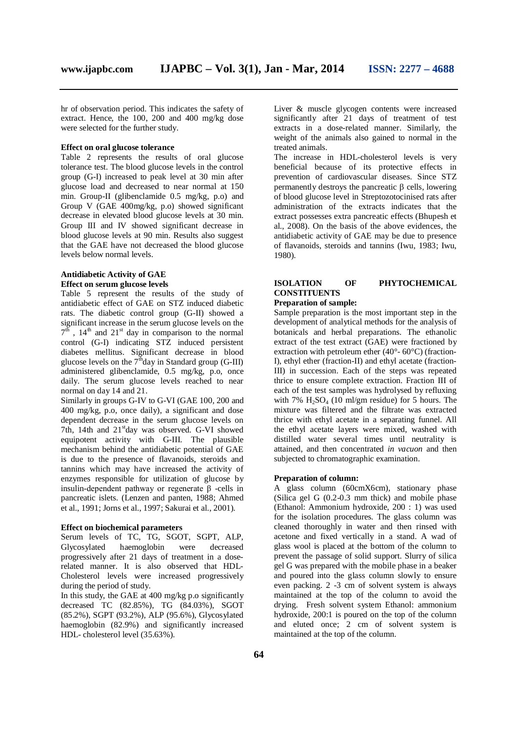hr of observation period. This indicates the safety of extract. Hence, the 100, 200 and 400 mg/kg dose were selected for the further study.

**Effect on oral glucose tolerance**

Table 2 represents the results of oral glucose tolerance test. The blood glucose levels in the control group (G-I) increased to peak level at 30 min after glucose load and decreased to near normal at 150 min. Group-II (glibenclamide 0.5 mg/kg, p.o) and Group V (GAE 400mg/kg, p.o) showed significant decrease in elevated blood glucose levels at 30 min. Group III and IV showed significant decrease in blood glucose levels at 90 min. Results also suggest that the GAE have not decreased the blood glucose levels below normal levels.

**Antidiabetic Activity of GAE**

**Effect on serum glucose levels**

Table 5 represent the results of the study of antidiabetic effect of GAE on STZ induced diabetic rats. The diabetic control group (G-II) showed a significant increase in the serum glucose levels on the $7^{th}$, $14^{th}$ and $21^{st}$ day in comparison to the normal control (G-I) indicating STZ induced persistent diabetes mellitus. Significant decrease in blood glucose levels on the $7^{th}$day in Standard group (G-III) administered glibenclamide, 0.5 mg/kg, p.o, once daily. The serum glucose levels reached to near normal on day 14 and 21.

Similarly in groups G-IV to G-VI (GAE 100, 200 and 400 mg/kg, p.o, once daily), a significant and dose dependent decrease in the serum glucose levels on 7th, 14th and $21^{st}$day was observed. G-VI showed equipotent activity with G-III. The plausible mechanism behind the antidiabetic potential of GAE is due to the presence of flavanoids, steroids and tannins which may have increased the activity of enzymes responsible for utilization of glucose by insulin-dependent pathway or regenerate β -cells in pancreatic islets. (Lenzen and panten, 1988; Ahmed et al., 1991; Jorns et al., 1997; Sakurai et al., 2001).

**Effect on biochemical parameters**

Serum levels of TC, TG, SGOT, SGPT, ALP, Glycosylated haemoglobin were decreased progressively after 21 days of treatment in a dose-related manner. It is also observed that HDL-Cholesterol levels were increased progressively during the period of study.

In this study, the GAE at 400 mg/kg p.o significantly decreased TC (82.85%), TG (84.03%), SGOT (85.2%), SGPT (93.2%), ALP (95.6%), Glycosylated haemoglobin (82.9%) and significantly increased HDL- cholesterol level (35.63%).

Liver & muscle glycogen contents were increased significantly after 21 days of treatment of test extracts in a dose-related manner. Similarly, the weight of the animals also gained to normal in the treated animals.

The increase in HDL-cholesterol levels is very beneficial because of its protective effects in prevention of cardiovascular diseases. Since STZ permanently destroys the pancreatic β cells, lowering of blood glucose level in Streptozotocinised rats after administration of the extracts indicates that the extract possesses extra pancreatic effects (Bhupesh et al., 2008). On the basis of the above evidences, the antidiabetic activity of GAE may be due to presence of flavanoids, steroids and tannins (Iwu, 1983; Iwu, 1980).

## ISOLATION OF PHYTOCHEMICAL CONSTITUENTS

**Preparation of sample:**

Sample preparation is the most important step in the development of analytical methods for the analysis of botanicals and herbal preparations. The ethanolic extract of the test extract (GAE) were fractioned by extraction with petroleum ether (40°- 60°C) (fraction-I), ethyl ether (fraction-II) and ethyl acetate (fraction-III) in succession. Each of the steps was repeated thrice to ensure complete extraction. Fraction III of each of the test samples was hydrolysed by refluxing with 7% $H_2SO_4$ (10 ml/gm residue) for 5 hours. The mixture was filtered and the filtrate was extracted thrice with ethyl acetate in a separating funnel. All the ethyl acetate layers were mixed, washed with distilled water several times until neutrality is attained, and then concentrated *in vacuon* and then subjected to chromatographic examination.

**Preparation of column:**

A glass column (60cmX6cm), stationary phase (Silica gel G (0.2-0.3 mm thick) and mobile phase (Ethanol: Ammonium hydroxide, 200 : 1) was used for the isolation procedures. The glass column was cleaned thoroughly in water and then rinsed with acetone and fixed vertically in a stand. A wad of glass wool is placed at the bottom of the column to prevent the passage of solid support. Slurry of silica gel G was prepared with the mobile phase in a beaker and poured into the glass column slowly to ensure even packing. 2 -3 cm of solvent system is always maintained at the top of the column to avoid the drying. Fresh solvent system Ethanol: ammonium hydroxide, 200:1 is poured on the top of the column and eluted once; 2 cm of solvent system is maintained at the top of the column.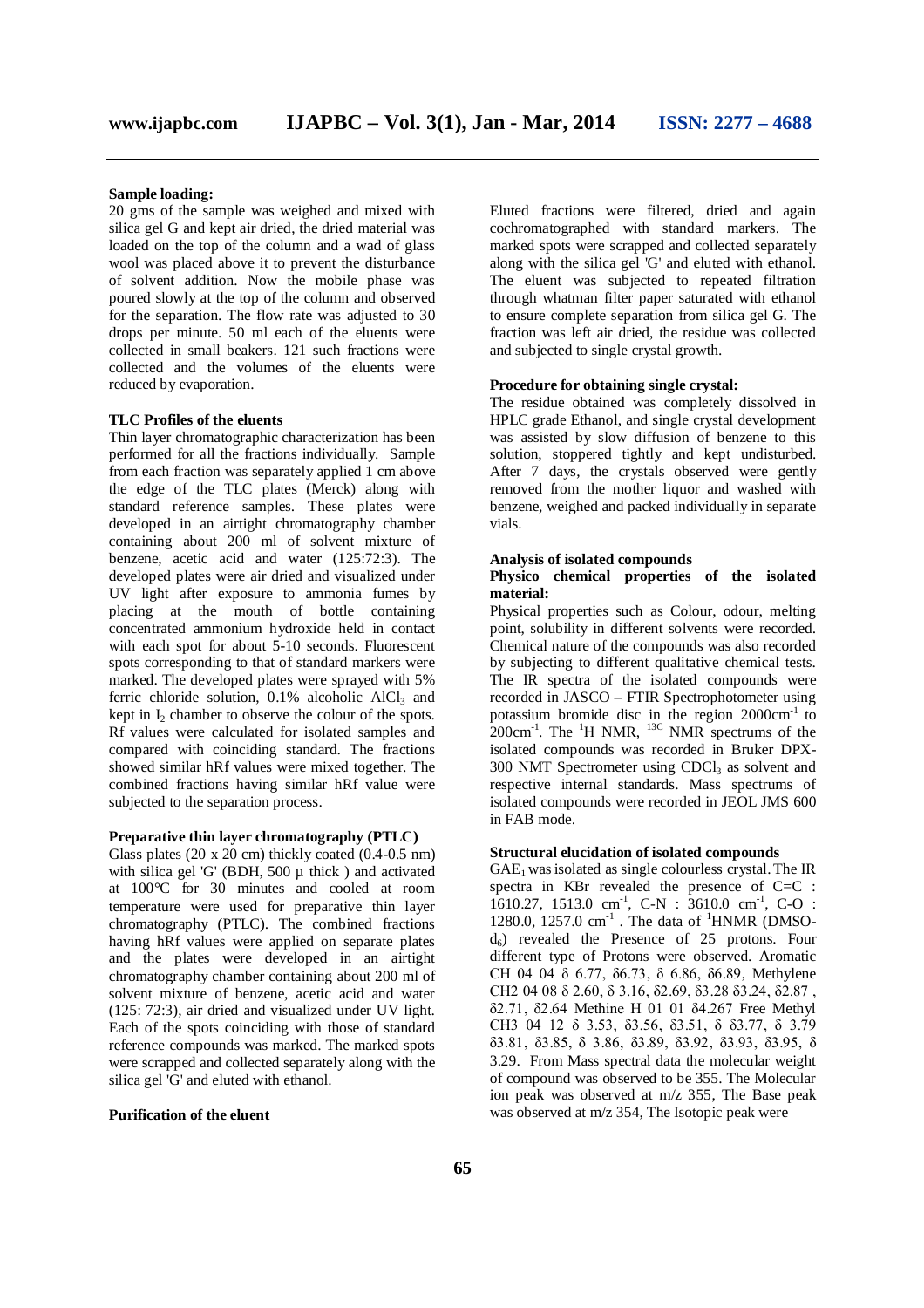**Sample loading:**

20 gms of the sample was weighed and mixed with silica gel G and kept air dried, the dried material was loaded on the top of the column and a wad of glass wool was placed above it to prevent the disturbance of solvent addition. Now the mobile phase was poured slowly at the top of the column and observed for the separation. The flow rate was adjusted to 30 drops per minute. 50 ml each of the eluents were collected in small beakers. 121 such fractions were collected and the volumes of the eluents were reduced by evaporation.

**TLC Profiles of the eluents**

Thin layer chromatographic characterization has been performed for all the fractions individually. Sample from each fraction was separately applied 1 cm above the edge of the TLC plates (Merck) along with standard reference samples. These plates were developed in an airtight chromatography chamber containing about 200 ml of solvent mixture of benzene, acetic acid and water (125:72:3). The developed plates were air dried and visualized under UV light after exposure to ammonia fumes by placing at the mouth of bottle containing concentrated ammonium hydroxide held in contact with each spot for about 5-10 seconds. Fluorescent spots corresponding to that of standard markers were marked. The developed plates were sprayed with 5% ferric chloride solution, 0.1% alcoholic $AlCl_3$ and kept in $I_2$ chamber to observe the colour of the spots. Rf values were calculated for isolated samples and compared with coinciding standard. The fractions showed similar hRf values were mixed together. The combined fractions having similar hRf value were subjected to the separation process.

**Preparative thin layer chromatography (PTLC)**

Glass plates (20 x 20 cm) thickly coated (0.4-0.5 nm) with silica gel 'G' (BDH, 500 µ thick ) and activated at 100°C for 30 minutes and cooled at room temperature were used for preparative thin layer chromatography (PTLC). The combined fractions having hRf values were applied on separate plates and the plates were developed in an airtight chromatography chamber containing about 200 ml of solvent mixture of benzene, acetic acid and water (125: 72:3), air dried and visualized under UV light. Each of the spots coinciding with those of standard reference compounds was marked. The marked spots were scrapped and collected separately along with the silica gel 'G' and eluted with ethanol.

**Purification of the eluent**

Eluted fractions were filtered, dried and again cochromatographed with standard markers. The marked spots were scrapped and collected separately along with the silica gel 'G' and eluted with ethanol. The eluent was subjected to repeated filtration through whatman filter paper saturated with ethanol to ensure complete separation from silica gel G. The fraction was left air dried, the residue was collected and subjected to single crystal growth.

**Procedure for obtaining single crystal:**

The residue obtained was completely dissolved in HPLC grade Ethanol, and single crystal development was assisted by slow diffusion of benzene to this solution, stoppered tightly and kept undisturbed. After 7 days, the crystals observed were gently removed from the mother liquor and washed with benzene, weighed and packed individually in separate vials.

**Analysis of isolated compounds**

**Physico chemical properties of the isolated material:**

Physical properties such as Colour, odour, melting point, solubility in different solvents were recorded. Chemical nature of the compounds was also recorded by subjecting to different qualitative chemical tests. The IR spectra of the isolated compounds were recorded in JASCO – FTIR Spectrophotometer using potassium bromide disc in the region 2000cm$^{-1}$ to 200cm$^{-1}$. The $^1$H NMR, $^{13C}$ NMR spectrums of the isolated compounds was recorded in Bruker DPX-300 NMT Spectrometer using $CDCl_3$ as solvent and respective internal standards. Mass spectrums of isolated compounds were recorded in JEOL JMS 600 in FAB mode.

**Structural elucidation of isolated compounds**

$GAE_1$ was isolated as single colourless crystal. The IR spectra in KBr revealed the presence of C=C : 1610.27, 1513.0 cm$^{-1}$, C-N : 3610.0 cm$^{-1}$, C-O : 1280.0, 1257.0 cm$^{-1}$ . The data of $^1$HNMR (DMSO-$d_6$) revealed the Presence of 25 protons. Four different type of Protons were observed. Aromatic CH 04 04 δ 6.77, δ6.73, δ 6.86, δ6.89, Methylene CH2 04 08 δ 2.60, δ 3.16, δ2.69, δ3.28 δ3.24, δ2.87 , δ2.71, δ2.64 Methine H 01 01 δ4.267 Free Methyl CH3 04 12 δ 3.53, δ3.56, δ3.51, δ δ3.77, δ 3.79 δ3.81, δ3.85, δ 3.86, δ3.89, δ3.92, δ3.93, δ3.95, δ 3.29. From Mass spectral data the molecular weight of compound was observed to be 355. The Molecular ion peak was observed at m/z 355, The Base peak was observed at m/z 354, The Isotopic peak were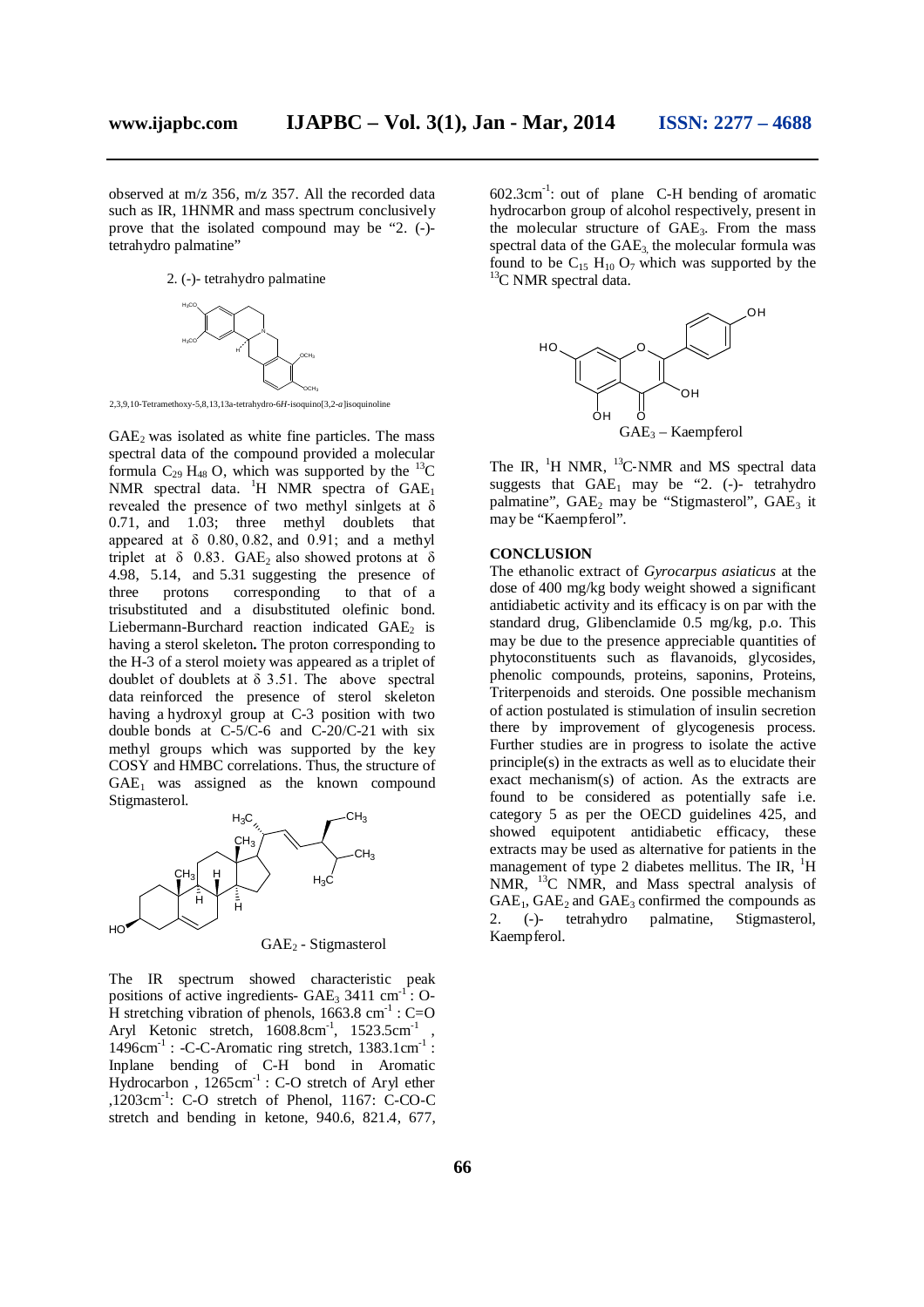observed at m/z 356, m/z 357. All the recorded data such as IR, 1HNMR and mass spectrum conclusively prove that the isolated compound may be "2. (-)-tetrahydro palmatine"

2. (-)- tetrahydro palmatine

2,3,9,10-Tetramethoxy-5,8,13,13a-tetrahydro-6*H*-isoquino[3,2-*a*]isoquinoline

$GAE_2$ was isolated as white fine particles. The mass spectral data of the compound provided a molecular formula $C_{29}H_{48}O$, which was supported by the $^{13}C$ NMR spectral data. $^{1}H$ NMR spectra of $GAE_1$ revealed the presence of two methyl sinlgets at δ 0.71, and 1.03; three methyl doublets that appeared at δ 0.80, 0.82, and 0.91; and a methyl triplet at δ 0.83. $GAE_2$ also showed protons at δ 4.98, 5.14, and 5.31 suggesting the presence of three protons corresponding to that of a trisubstituted and a disubstituted olefinic bond. Liebermann-Burchard reaction indicated $GAE_2$ is having a sterol skeleton**.** The proton corresponding to the H-3 of a sterol moiety was appeared as a triplet of doublet of doublets at δ 3.51. The above spectral data reinforced the presence of sterol skeleton having a hydroxyl group at C-3 position with two double bonds at C-5/C-6 and C-20/C-21 with six methyl groups which was supported by the key COSY and HMBC correlations. Thus, the structure of $GAE_1$ was assigned as the known compound Stigmasterol.

$GAE_2$ - Stigmasterol

The IR spectrum showed characteristic peak positions of active ingredients- $GAE_3$ 3411 $cm^{-1}$ : O-H stretching vibration of phenols, 1663.8 $cm^{-1}$ : C=O Aryl Ketonic stretch, 1608.8$cm^{-1}$, 1523.5$cm^{-1}$ , 1496$cm^{-1}$ : -C-C-Aromatic ring stretch, 1383.1$cm^{-1}$ : Inplane bending of C-H bond in Aromatic Hydrocarbon , 1265$cm^{-1}$ : C-O stretch of Aryl ether ,1203$cm^{-1}$: C-O stretch of Phenol, 1167: C-CO-C stretch and bending in ketone, 940.6, 821.4, 677, 602.3$cm^{-1}$: out of plane C-H bending of aromatic hydrocarbon group of alcohol respectively, present in the molecular structure of $GAE_3$. From the mass spectral data of the $GAE_3$, the molecular formula was found to be $C_{15}H_{10}O_7$ which was supported by the $^{13}C$ NMR spectral data.

$GAE_3$ – Kaempferol

The IR, $^{1}H$ NMR, $^{13}C$-NMR and MS spectral data suggests that $GAE_1$ may be "2. (-)- tetrahydro palmatine", $GAE_2$ may be "Stigmasterol", $GAE_3$ it may be "Kaempferol".

## CONCLUSION

The ethanolic extract of *Gyrocarpus asiaticus* at the dose of 400 mg/kg body weight showed a significant antidiabetic activity and its efficacy is on par with the standard drug, Glibenclamide 0.5 mg/kg, p.o. This may be due to the presence appreciable quantities of phytoconstituents such as flavanoids, glycosides, phenolic compounds, proteins, saponins, Proteins, Triterpenoids and steroids. One possible mechanism of action postulated is stimulation of insulin secretion there by improvement of glycogenesis process. Further studies are in progress to isolate the active principle(s) in the extracts as well as to elucidate their exact mechanism(s) of action. As the extracts are found to be considered as potentially safe i.e. category 5 as per the OECD guidelines 425, and showed equipotent antidiabetic efficacy, these extracts may be used as alternative for patients in the management of type 2 diabetes mellitus. The IR, $^{1}H$ NMR, $^{13}C$ NMR, and Mass spectral analysis of $GAE_1$, $GAE_2$ and $GAE_3$ confirmed the compounds as 2. (-)- tetrahydro palmatine, Stigmasterol, Kaempferol.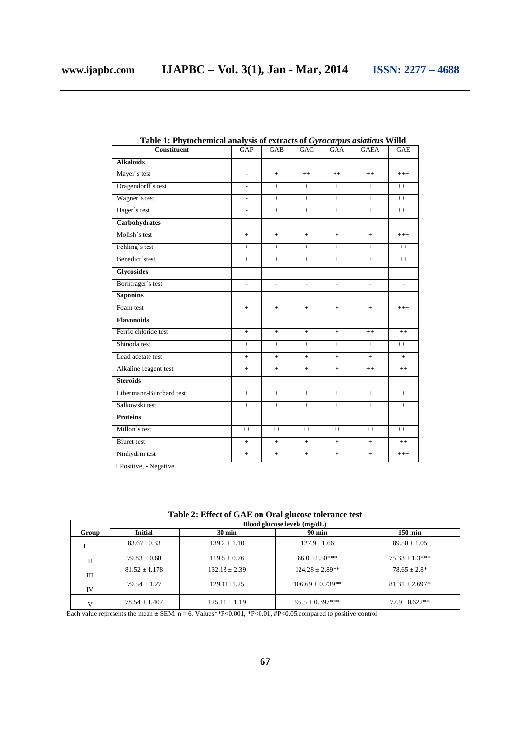**Table 1: Phytochemical analysis of extracts of *Gyrocarpus asiaticus* Willd**

| Constituent | GAP | GAB | GAC | GAA | GAEA | GAE |
|---|---|---|---|---|---|---|
| **Alkaloids** | | | | | | |
| Mayer`s test | - | + | ++ | ++ | ++ | +++ |
| Dragendorff`s test | - | + | + | + | + | +++ |
| Wagner`s test | - | + | + | + | + | +++ |
| Hager`s test | - | + | + | + | + | +++ |
| **Carbohydrates** | | | | | | |
| Molish`s test | + | + | + | + | + | +++ |
| Fehling`s test | + | + | + | + | + | ++ |
| Benedict`stest | + | + | + | + | + | ++ |
| **Glycosides** | | | | | | |
| Borntrager`s test | - | - | - | - | - | - |
| **Saponins** | | | | | | |
| Foam test | + | + | + | + | + | +++ |
| **Flavonoids** | | | | | | |
| Ferric chloride test | + | + | + | + | ++ | ++ |
| Shinoda test | + | + | + | + | + | +++ |
| Lead acetate test | + | + | + | + | + | + |
| Alkaline reagent test | + | + | + | + | ++ | ++ |
| **Steroids** | | | | | | |
| Libermann-Burchard test | + | + | + | + | + | + |
| Salkowski test | + | + | + | + | + | + |
| **Proteins** | | | | | | |
| Millon`s test | ++ | ++ | ++ | ++ | ++ | +++ |
| Biuret test | + | + | + | + | + | ++ |
| Ninhydrin test | + | + | + | + | + | +++ |

+ Positive, - Negative

**Table 2: Effect of GAE on Oral glucose tolerance test**

| Group | Blood glucose levels (mg/dL) | | | |
|---|---|---|---|---|
| | **Initial** | **30 min** | **90 min** | **150 min** |
| I | 83.67 ±0.33 | 139.2 ± 1.10 | 127.9 ±1.66 | 89.50 ± 1.05 |
| II | 79.83 ± 0.60 | 119.5 ± 0.76 | 86.0 ±1.50*** | 75.33 ± 1.3*** |
| III | 81.52 ± 1.178 | 132.13 ± 2.39 | 124.28 ± 2.89** | 78.65 ± 2.8* |
| IV | 79.54 ± 1.27 | 129.11±1.25 | 106.69 ± 0.739** | 81.31 ± 2.697* |
| V | 78.54 ± 1.407 | 125.11 ± 1.19 | 95.5 ± 0.397*** | 77.9± 0.622** |

Each value represents the mean ± SEM. n = 6. Values**P<0.001, *P<0.01, #P<0.05.compared to positive control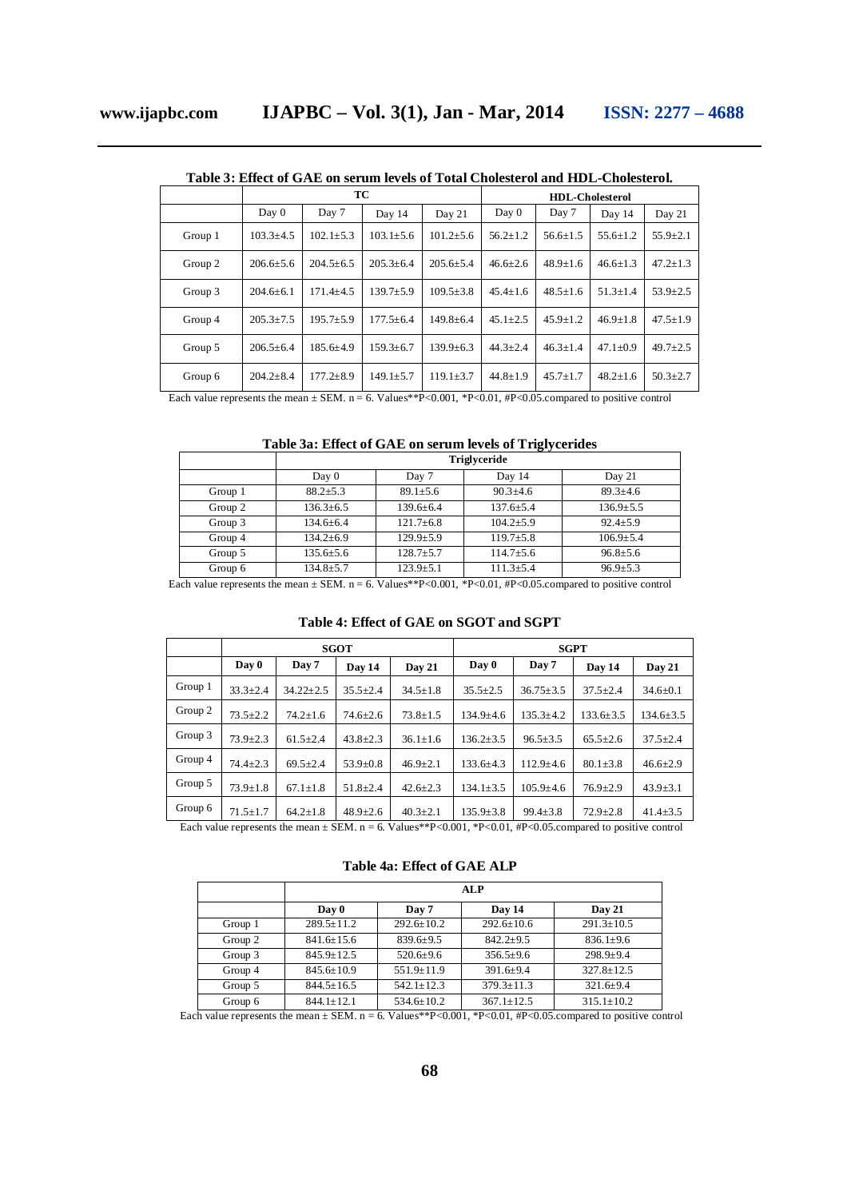**Table 3: Effect of GAE on serum levels of Total Cholesterol and HDL-Cholesterol.**

| | TC | | | | HDL-Cholesterol | | | |
|---|---|---|---|---|---|---|---|---|
| | Day 0 | Day 7 | Day 14 | Day 21 | Day 0 | Day 7 | Day 14 | Day 21 |
| Group 1 | 103.3±4.5 | 102.1±5.3 | 103.1±5.6 | 101.2±5.6 | 56.2±1.2 | 56.6±1.5 | 55.6±1.2 | 55.9±2.1 |
| Group 2 | 206.6±5.6 | 204.5±6.5 | 205.3±6.4 | 205.6±5.4 | 46.6±2.6 | 48.9±1.6 | 46.6±1.3 | 47.2±1.3 |
| Group 3 | 204.6±6.1 | 171.4±4.5 | 139.7±5.9 | 109.5±3.8 | 45.4±1.6 | 48.5±1.6 | 51.3±1.4 | 53.9±2.5 |
| Group 4 | 205.3±7.5 | 195.7±5.9 | 177.5±6.4 | 149.8±6.4 | 45.1±2.5 | 45.9±1.2 | 46.9±1.8 | 47.5±1.9 |
| Group 5 | 206.5±6.4 | 185.6±4.9 | 159.3±6.7 | 139.9±6.3 | 44.3±2.4 | 46.3±1.4 | 47.1±0.9 | 49.7±2.5 |
| Group 6 | 204.2±8.4 | 177.2±8.9 | 149.1±5.7 | 119.1±3.7 | 44.8±1.9 | 45.7±1.7 | 48.2±1.6 | 50.3±2.7 |

Each value represents the mean ± SEM. n = 6. Values**P<0.001, *P<0.01, #P<0.05.compared to positive control

**Table 3a: Effect of GAE on serum levels of Triglycerides**

| | Triglyceride | | | |
|---|---|---|---|---|
| | Day 0 | Day 7 | Day 14 | Day 21 |
| Group 1 | 88.2±5.3 | 89.1±5.6 | 90.3±4.6 | 89.3±4.6 |
| Group 2 | 136.3±6.5 | 139.6±6.4 | 137.6±5.4 | 136.9±5.5 |
| Group 3 | 134.6±6.4 | 121.7±6.8 | 104.2±5.9 | 92.4±5.9 |
| Group 4 | 134.2±6.9 | 129.9±5.9 | 119.7±5.8 | 106.9±5.4 |
| Group 5 | 135.6±5.6 | 128.7±5.7 | 114.7±5.6 | 96.8±5.6 |
| Group 6 | 134.8±5.7 | 123.9±5.1 | 111.3±5.4 | 96.9±5.3 |

Each value represents the mean ± SEM. n = 6. Values**P<0.001, *P<0.01, #P<0.05.compared to positive control

**Table 4: Effect of GAE on SGOT and SGPT**

| | SGOT | | | | SGPT | | | |
|---|---|---|---|---|---|---|---|---|
| | **Day 0** | **Day 7** | **Day 14** | **Day 21** | **Day 0** | **Day 7** | **Day 14** | **Day 21** |
| Group 1 | 33.3±2.4 | 34.22±2.5 | 35.5±2.4 | 34.5±1.8 | 35.5±2.5 | 36.75±3.5 | 37.5±2.4 | 34.6±0.1 |
| Group 2 | 73.5±2.2 | 74.2±1.6 | 74.6±2.6 | 73.8±1.5 | 134.9±4.6 | 135.3±4.2 | 133.6±3.5 | 134.6±3.5 |
| Group 3 | 73.9±2.3 | 61.5±2.4 | 43.8±2.3 | 36.1±1.6 | 136.2±3.5 | 96.5±3.5 | 65.5±2.6 | 37.5±2.4 |
| Group 4 | 74.4±2.3 | 69.5±2.4 | 53.9±0.8 | 46.9±2.1 | 133.6±4.3 | 112.9±4.6 | 80.1±3.8 | 46.6±2.9 |
| Group 5 | 73.9±1.8 | 67.1±1.8 | 51.8±2.4 | 42.6±2.3 | 134.1±3.5 | 105.9±4.6 | 76.9±2.9 | 43.9±3.1 |
| Group 6 | 71.5±1.7 | 64.2±1.8 | 48.9±2.6 | 40.3±2.1 | 135.9±3.8 | 99.4±3.8 | 72.9±2.8 | 41.4±3.5 |

Each value represents the mean ± SEM. n = 6. Values**P<0.001, *P<0.01, #P<0.05.compared to positive control

**Table 4a: Effect of GAE ALP**

| | ALP | | | |
|---|---|---|---|---|
| | **Day 0** | **Day 7** | **Day 14** | **Day 21** |
| Group 1 | 289.5±11.2 | 292.6±10.2 | 292.6±10.6 | 291.3±10.5 |
| Group 2 | 841.6±15.6 | 839.6±9.5 | 842.2±9.5 | 836.1±9.6 |
| Group 3 | 845.9±12.5 | 520.6±9.6 | 356.5±9.6 | 298.9±9.4 |
| Group 4 | 845.6±10.9 | 551.9±11.9 | 391.6±9.4 | 327.8±12.5 |
| Group 5 | 844.5±16.5 | 542.1±12.3 | 379.3±11.3 | 321.6±9.4 |
| Group 6 | 844.1±12.1 | 534.6±10.2 | 367.1±12.5 | 315.1±10.2 |

Each value represents the mean ± SEM. n = 6. Values**P<0.001, *P<0.01, #P<0.05.compared to positive control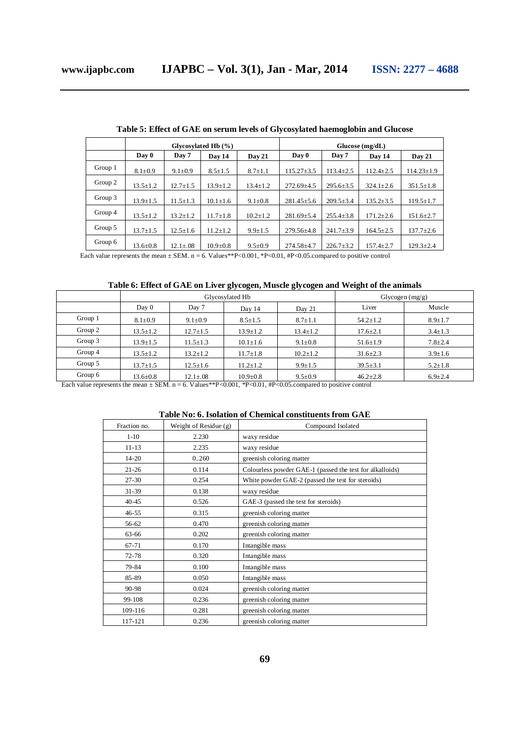**Table 5: Effect of GAE on serum levels of Glycosylated haemoglobin and Glucose**

| | Glycosylated Hb (%) | | | | Glucose (mg/dL) | | | |
|---|---|---|---|---|---|---|---|---|
| | **Day 0** | **Day 7** | **Day 14** | **Day 21** | **Day 0** | **Day 7** | **Day 14** | **Day 21** |
| Group 1 | 8.1±0.9 | 9.1±0.9 | 8.5±1.5 | 8.7±1.1 | 115.27±3.5 | 113.4±2.5 | 112.4±2.5 | 114.23±1.9 |
| Group 2 | 13.5±1.2 | 12.7±1.5 | 13.9±1.2 | 13.4±1.2 | 272.69±4.5 | 295.6±3.5 | 324.1±2.6 | 351.5±1.8 |
| Group 3 | 13.9±1.5 | 11.5±1.3 | 10.1±1.6 | 9.1±0.8 | 281.45±5.6 | 209.5±3.4 | 135.2±3.5 | 119.5±1.7 |
| Group 4 | 13.5±1.2 | 13.2±1.2 | 11.7±1.8 | 10.2±1.2 | 281.69±5.4 | 255.4±3.8 | 171.2±2.6 | 151.6±2.7 |
| Group 5 | 13.7±1.5 | 12.5±1.6 | 11.2±1.2 | 9.9±1.5 | 279.56±4.8 | 241.7±3.9 | 164.5±2.5 | 137.7±2.6 |
| Group 6 | 13.6±0.8 | 12.1±.08 | 10.9±0.8 | 9.5±0.9 | 274.58±4.7 | 226.7±3.2 | 157.4±2.7 | 129.3±2.4 |

Each value represents the mean ± SEM. n = 6. Values**P<0.001, *P<0.01, #P<0.05.compared to positive control

**Table 6: Effect of GAE on Liver glycogen, Muscle glycogen and Weight of the animals**

| | Glycosylated Hb | | | | Glycogen (mg/g) | |
|---|---|---|---|---|---|---|
| | Day 0 | Day 7 | Day 14 | Day 21 | Liver | Muscle |
| Group 1 | 8.1±0.9 | 9.1±0.9 | 8.5±1.5 | 8.7±1.1 | 54.2±1.2 | 8.9±1.7 |
| Group 2 | 13.5±1.2 | 12.7±1.5 | 13.9±1.2 | 13.4±1.2 | 17.6±2.1 | 3.4±1.3 |
| Group 3 | 13.9±1.5 | 11.5±1.3 | 10.1±1.6 | 9.1±0.8 | 51.6±1.9 | 7.8±2.4 |
| Group 4 | 13.5±1.2 | 13.2±1.2 | 11.7±1.8 | 10.2±1.2 | 31.6±2.3 | 3.9±1.6 |
| Group 5 | 13.7±1.5 | 12.5±1.6 | 11.2±1.2 | 9.9±1.5 | 39.5±3.1 | 5.2±1.8 |
| Group 6 | 13.6±0.8 | 12.1±.08 | 10.9±0.8 | 9.5±0.9 | 46.2±2.8 | 6.9±2.4 |

Each value represents the mean ± SEM. n = 6. Values**P<0.001, *P<0.01, #P<0.05.compared to positive control

**Table No: 6. Isolation of Chemical constituents from GAE**

| Fraction no. | Weight of Residue (g) | Compound Isolated |
|---|---|---|
| 1-10 | 2.230 | waxy residue |
| 11-13 | 2.235 | waxy residue |
| 14-20 | 0..260 | greenish coloring matter |
| 21-26 | 0.114 | Colourless powder GAE-1 (passed the test for alkalloids) |
| 27-30 | 0.254 | White powder GAE-2 (passed the test for steroids) |
| 31-39 | 0.138 | waxy residue |
| 40-45 | 0.526 | GAE-3 (passed the test for steroids) |
| 46-55 | 0.315 | greenish coloring matter |
| 56-62 | 0.470 | greenish coloring matter |
| 63-66 | 0.202 | greenish coloring matter |
| 67-71 | 0.170 | Intangible mass |
| 72-78 | 0.320 | Intangible mass |
| 79-84 | 0.100 | Intangible mass |
| 85-89 | 0.050 | Intangible mass |
| 90-98 | 0.024 | greenish coloring matter |
| 99-108 | 0.236 | greenish coloring matter |
| 109-116 | 0.281 | greenish coloring matter |
| 117-121 | 0.236 | greenish coloring matter |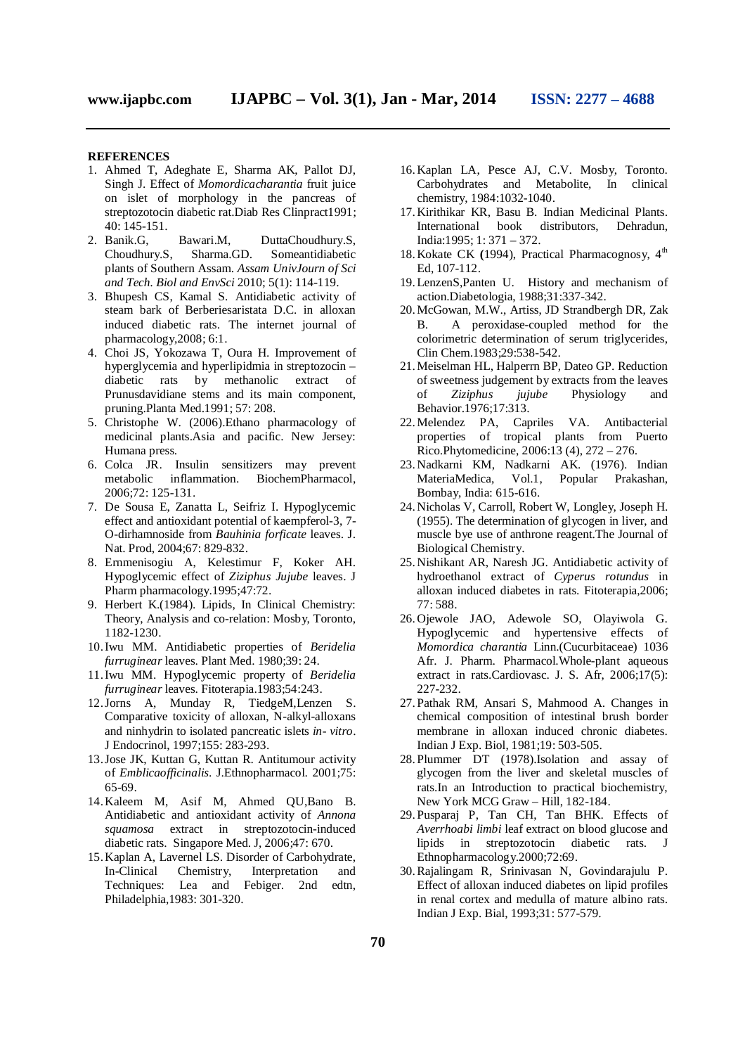**REFERENCES**

1. Ahmed T, Adeghate E, Sharma AK, Pallot DJ, Singh J. Effect of *Momordicacharantia* fruit juice on islet of morphology in the pancreas of streptozotocin diabetic rat.Diab Res Clinpract1991; 40: 145-151.
2. Banik.G, Bawari.M, DuttaChoudhury.S, Choudhury.S, Sharma.GD. Someantidiabetic plants of Southern Assam. *Assam UnivJourn of Sci and Tech. Biol and EnvSci* 2010; 5(1): 114-119.
3. Bhupesh CS, Kamal S. Antidiabetic activity of steam bark of Berberiesaristata D.C. in alloxan induced diabetic rats. The internet journal of pharmacology,2008; 6:1.
4. Choi JS, Yokozawa T, Oura H. Improvement of hyperglycemia and hyperlipidmia in streptozocin –diabetic rats by methanolic extract of Prunusdavidiane stems and its main component, pruning.Planta Med.1991; 57: 208.
5. Christophe W. (2006).Ethano pharmacology of medicinal plants.Asia and pacific. New Jersey: Humana press.
6. Colca JR. Insulin sensitizers may prevent metabolic inflammation. BiochemPharmacol, 2006;72: 125-131.
7. De Sousa E, Zanatta L, Seifriz I. Hypoglycemic effect and antioxidant potential of kaempferol-3, 7-O-dirhamnoside from *Bauhinia forficate* leaves. J. Nat. Prod, 2004;67: 829-832.
8. Ernmenisogiu A, Kelestimur F, Koker AH. Hypoglycemic effect of *Ziziphus Jujube* leaves. J Pharm pharmacology.1995;47:72.
9. Herbert K.(1984). Lipids, In Clinical Chemistry: Theory, Analysis and co-relation: Mosby, Toronto, 1182-1230.
10. Iwu MM. Antidiabetic properties of *Beridelia furruginear* leaves. Plant Med. 1980;39: 24.
11. Iwu MM. Hypoglycemic property of *Beridelia furruginear* leaves. Fitoterapia.1983;54:243.
12. Jorns A, Munday R, TiedgeM,Lenzen S. Comparative toxicity of alloxan, N-alkyl-alloxans and ninhydrin to isolated pancreatic islets *in- vitro*. J Endocrinol, 1997;155: 283-293.
13. Jose JK, Kuttan G, Kuttan R. Antitumour activity of *Emblicaofficinalis*. J.Ethnopharmacol. 2001;75: 65-69.
14. Kaleem M, Asif M, Ahmed QU,Bano B. Antidiabetic and antioxidant activity of *Annona squamosa* extract in streptozotocin-induced diabetic rats. Singapore Med. J, 2006;47: 670.
15. Kaplan A, Lavernel LS. Disorder of Carbohydrate, In-Clinical Chemistry, Interpretation and Techniques: Lea and Febiger. 2nd edtn, Philadelphia,1983: 301-320.
16. Kaplan LA, Pesce AJ, C.V. Mosby, Toronto. Carbohydrates and Metabolite, In clinical chemistry, 1984:1032-1040.
17. Kirithikar KR, Basu B. Indian Medicinal Plants. International book distributors, Dehradun, India:1995; 1: 371 – 372.
18. Kokate CK (1994), Practical Pharmacognosy, 4th Ed, 107-112.
19. LenzenS,Panten U. History and mechanism of action.Diabetologia, 1988;31:337-342.
20. McGowan, M.W., Artiss, JD Strandbergh DR, Zak B. A peroxidase-coupled method for the colorimetric determination of serum triglycerides, Clin Chem.1983;29:538-542.
21. Meiselman HL, Halperrn BP, Dateo GP. Reduction of sweetness judgement by extracts from the leaves of *Ziziphus jujube* Physiology and Behavior.1976;17:313.
22. Melendez PA, Capriles VA. Antibacterial properties of tropical plants from Puerto Rico.Phytomedicine, 2006:13 (4), 272 – 276.
23. Nadkarni KM, Nadkarni AK. (1976). Indian MateriaMedica, Vol.1, Popular Prakashan, Bombay, India: 615-616.
24. Nicholas V, Carroll, Robert W, Longley, Joseph H. (1955). The determination of glycogen in liver, and muscle bye use of anthrone reagent.The Journal of Biological Chemistry.
25. Nishikant AR, Naresh JG. Antidiabetic activity of hydroethanol extract of *Cyperus rotundus* in alloxan induced diabetes in rats. Fitoterapia,2006; 77: 588.
26. Ojewole JAO, Adewole SO, Olayiwola G. Hypoglycemic and hypertensive effects of *Momordica charantia* Linn.(Cucurbitaceae) 1036 Afr. J. Pharm. Pharmacol.Whole-plant aqueous extract in rats.Cardiovasc. J. S. Afr, 2006;17(5): 227-232.
27. Pathak RM, Ansari S, Mahmood A. Changes in chemical composition of intestinal brush border membrane in alloxan induced chronic diabetes. Indian J Exp. Biol, 1981;19: 503-505.
28. Plummer DT (1978).Isolation and assay of glycogen from the liver and skeletal muscles of rats.In an Introduction to practical biochemistry, New York MCG Graw – Hill, 182-184.
29. Pusparaj P, Tan CH, Tan BHK. Effects of *Averrhoabi limbi* leaf extract on blood glucose and lipids in streptozotocin diabetic rats. J Ethnopharmacology.2000;72:69.
30. Rajalingam R, Srinivasan N, Govindarajulu P. Effect of alloxan induced diabetes on lipid profiles in renal cortex and medulla of mature albino rats. Indian J Exp. Bial, 1993;31: 577-579.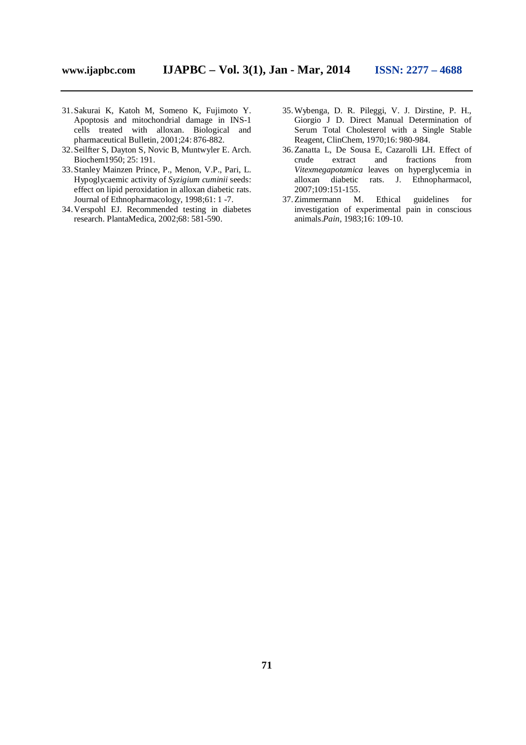31. Sakurai K, Katoh M, Someno K, Fujimoto Y. Apoptosis and mitochondrial damage in INS-1 cells treated with alloxan. Biological and pharmaceutical Bulletin, 2001;24: 876-882.
32. Seilfter S, Dayton S, Novic B, Muntwyler E. Arch. Biochem1950; 25: 191.
33. Stanley Mainzen Prince, P., Menon, V.P., Pari, L. Hypoglycaemic activity of *Syzigium cuminii* seeds: effect on lipid peroxidation in alloxan diabetic rats. Journal of Ethnopharmacology, 1998;61: 1 -7.
34. Verspohl EJ. Recommended testing in diabetes research. PlantaMedica, 2002;68: 581-590.
35. Wybenga, D. R. Pileggi, V. J. Dirstine, P. H., Giorgio J D. Direct Manual Determination of Serum Total Cholesterol with a Single Stable Reagent, ClinChem, 1970;16: 980-984.
36. Zanatta L, De Sousa E, Cazarolli LH. Effect of crude extract and fractions from *Vitexmegapotamica* leaves on hyperglycemia in alloxan diabetic rats. J. Ethnopharmacol, 2007;109:151-155.
37. Zimmermann M. Ethical guidelines for investigation of experimental pain in conscious animals.*Pain*, 1983;16: 109-10.